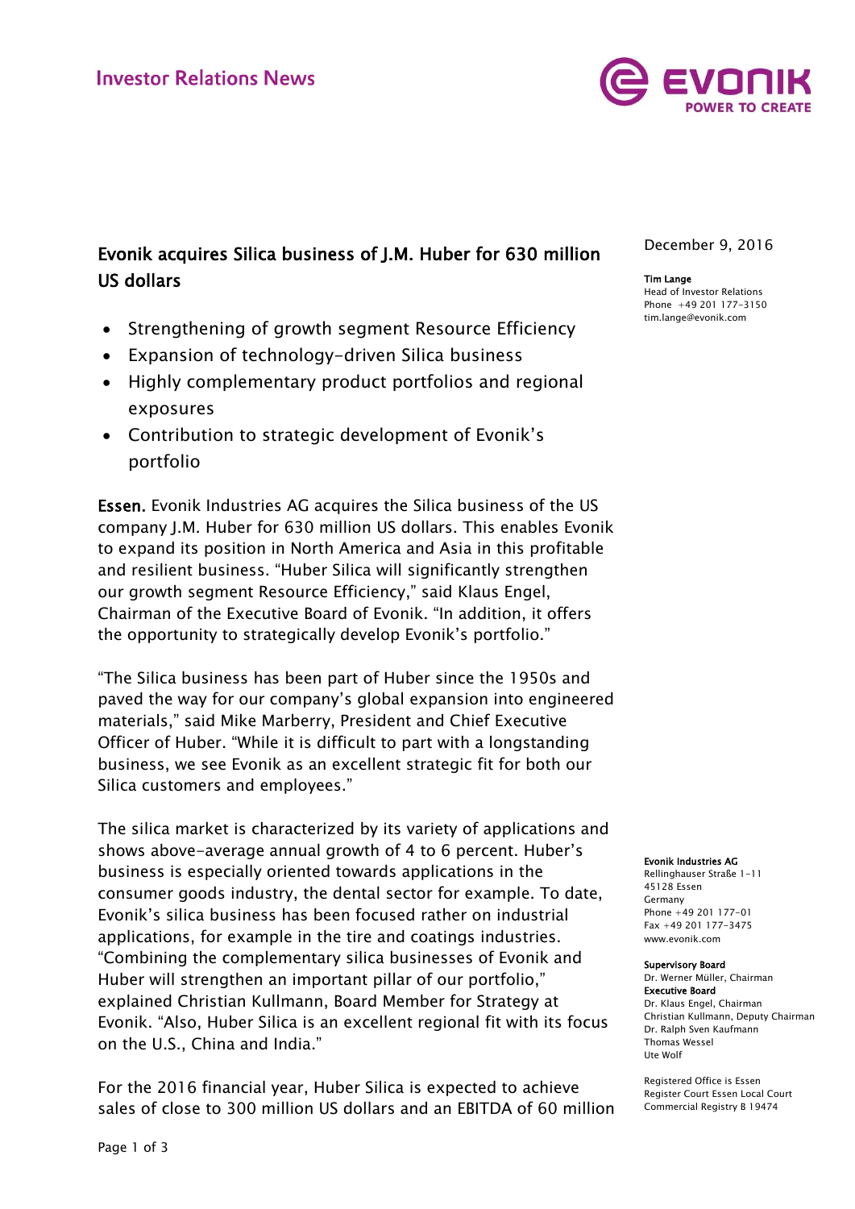Investor Relations News

# Evonik acquires Silica business of J.M. Huber for 630 million US dollars

December 9, 2016

**Tim Lange**
Head of Investor Relations
Phone +49 201 177-3150
tim.lange@evonik.com

- Strengthening of growth segment Resource Efficiency
- Expansion of technology-driven Silica business
- Highly complementary product portfolios and regional exposures
- Contribution to strategic development of Evonik's portfolio

**Essen.** Evonik Industries AG acquires the Silica business of the US company J.M. Huber for 630 million US dollars. This enables Evonik to expand its position in North America and Asia in this profitable and resilient business. "Huber Silica will significantly strengthen our growth segment Resource Efficiency," said Klaus Engel, Chairman of the Executive Board of Evonik. "In addition, it offers the opportunity to strategically develop Evonik's portfolio."

"The Silica business has been part of Huber since the 1950s and paved the way for our company's global expansion into engineered materials," said Mike Marberry, President and Chief Executive Officer of Huber. "While it is difficult to part with a longstanding business, we see Evonik as an excellent strategic fit for both our Silica customers and employees."

The silica market is characterized by its variety of applications and shows above-average annual growth of 4 to 6 percent. Huber's business is especially oriented towards applications in the consumer goods industry, the dental sector for example. To date, Evonik's silica business has been focused rather on industrial applications, for example in the tire and coatings industries. "Combining the complementary silica businesses of Evonik and Huber will strengthen an important pillar of our portfolio," explained Christian Kullmann, Board Member for Strategy at Evonik. "Also, Huber Silica is an excellent regional fit with its focus on the U.S., China and India."

For the 2016 financial year, Huber Silica is expected to achieve sales of close to 300 million US dollars and an EBITDA of 60 million

**Evonik Industries AG**
Rellinghauser Straße 1-11
45128 Essen
Germany
Phone +49 201 177-01
Fax +49 201 177-3475
www.evonik.com

**Supervisory Board**
Dr. Werner Müller, Chairman
**Executive Board**
Dr. Klaus Engel, Chairman
Christian Kullmann, Deputy Chairman
Dr. Ralph Sven Kaufmann
Thomas Wessel
Ute Wolf

Registered Office is Essen
Register Court Essen Local Court
Commercial Registry B 19474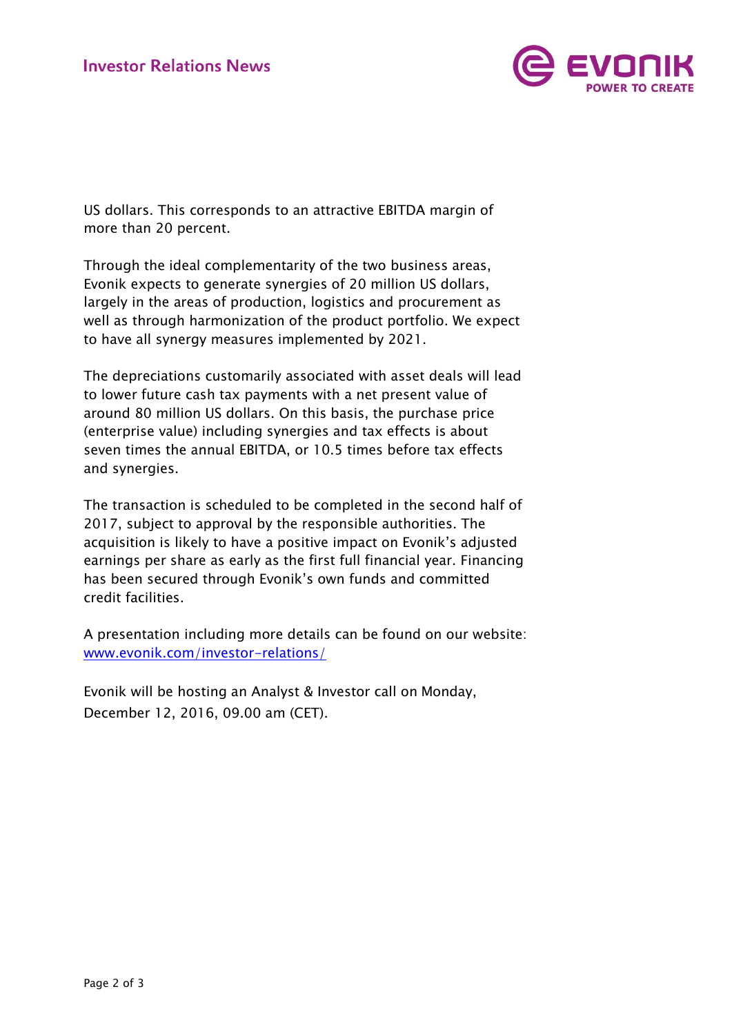US dollars. This corresponds to an attractive EBITDA margin of more than 20 percent.

Through the ideal complementarity of the two business areas, Evonik expects to generate synergies of 20 million US dollars, largely in the areas of production, logistics and procurement as well as through harmonization of the product portfolio. We expect to have all synergy measures implemented by 2021.

The depreciations customarily associated with asset deals will lead to lower future cash tax payments with a net present value of around 80 million US dollars. On this basis, the purchase price (enterprise value) including synergies and tax effects is about seven times the annual EBITDA, or 10.5 times before tax effects and synergies.

The transaction is scheduled to be completed in the second half of 2017, subject to approval by the responsible authorities. The acquisition is likely to have a positive impact on Evonik's adjusted earnings per share as early as the first full financial year. Financing has been secured through Evonik's own funds and committed credit facilities.

A presentation including more details can be found on our website: [www.evonik.com/investor-relations/](www.evonik.com/investor-relations/)

Evonik will be hosting an Analyst & Investor call on Monday, December 12, 2016, 09.00 am (CET).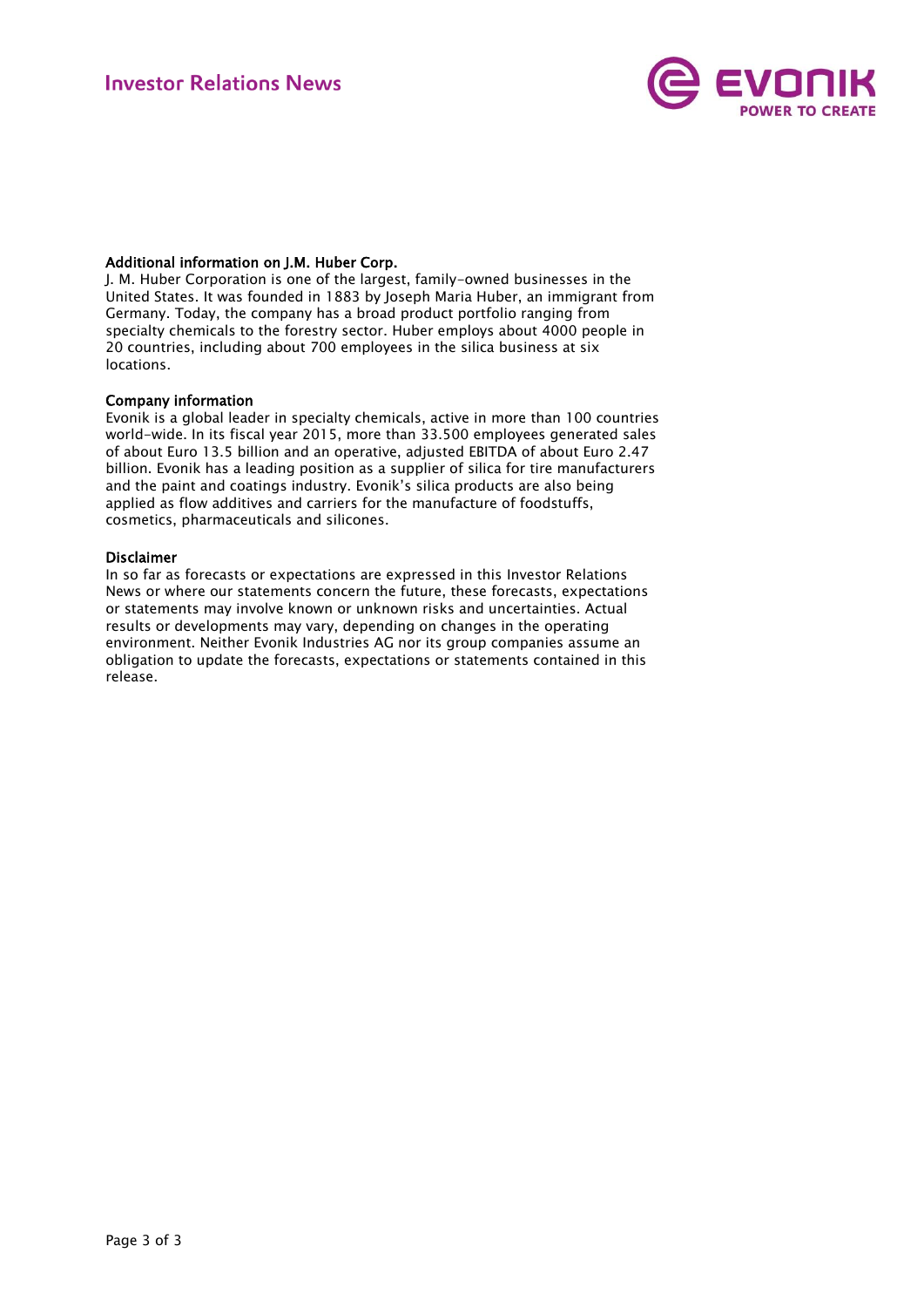### Additional information on J.M. Huber Corp.

J. M. Huber Corporation is one of the largest, family-owned businesses in the United States. It was founded in 1883 by Joseph Maria Huber, an immigrant from Germany. Today, the company has a broad product portfolio ranging from specialty chemicals to the forestry sector. Huber employs about 4000 people in 20 countries, including about 700 employees in the silica business at six locations.

### Company information

Evonik is a global leader in specialty chemicals, active in more than 100 countries world-wide. In its fiscal year 2015, more than 33.500 employees generated sales of about Euro 13.5 billion and an operative, adjusted EBITDA of about Euro 2.47 billion. Evonik has a leading position as a supplier of silica for tire manufacturers and the paint and coatings industry. Evonik's silica products are also being applied as flow additives and carriers for the manufacture of foodstuffs, cosmetics, pharmaceuticals and silicones.

### Disclaimer

In so far as forecasts or expectations are expressed in this Investor Relations News or where our statements concern the future, these forecasts, expectations or statements may involve known or unknown risks and uncertainties. Actual results or developments may vary, depending on changes in the operating environment. Neither Evonik Industries AG nor its group companies assume an obligation to update the forecasts, expectations or statements contained in this release.